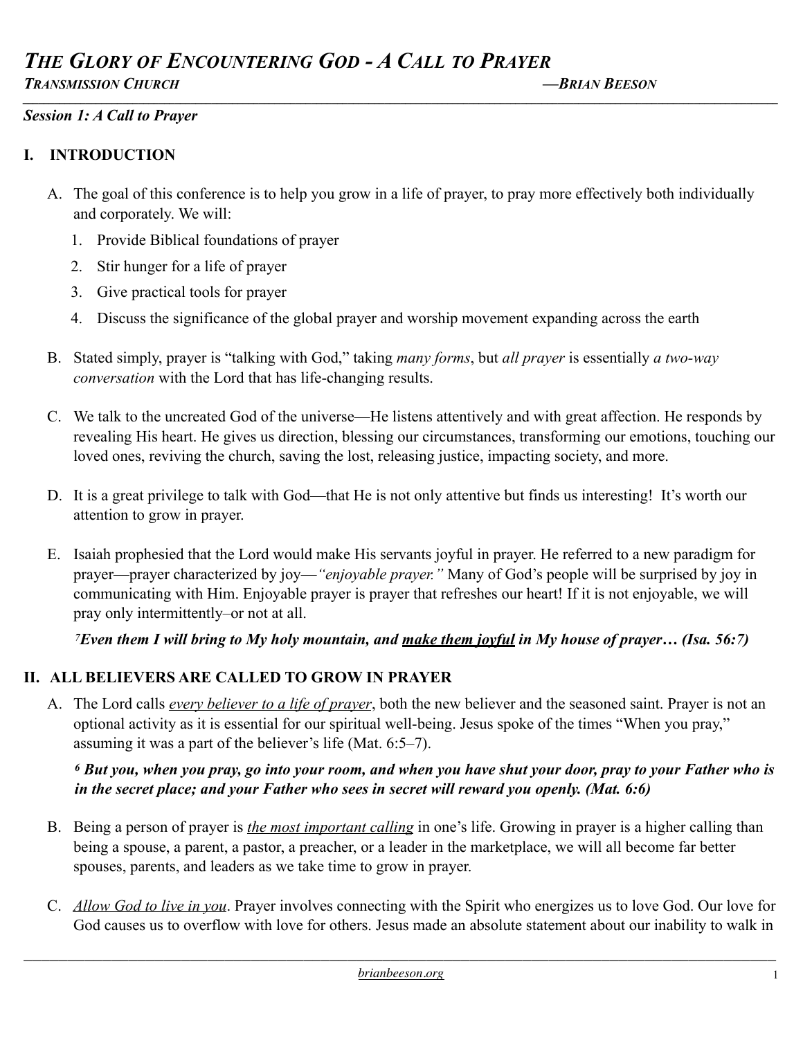# *THE GLORY OF ENCOUNTERING GOD - A CALL TO PRAYER*

***TRANSMISSION CHURCH*** ***—BRIAN BEESON***

***Session 1: A Call to Prayer***

## I. INTRODUCTION

A. The goal of this conference is to help you grow in a life of prayer, to pray more effectively both individually and corporately. We will:

1. Provide Biblical foundations of prayer
2. Stir hunger for a life of prayer
3. Give practical tools for prayer
4. Discuss the significance of the global prayer and worship movement expanding across the earth

B. Stated simply, prayer is "talking with God," taking *many forms*, but *all prayer* is essentially *a two-way conversation* with the Lord that has life-changing results.

C. We talk to the uncreated God of the universe—He listens attentively and with great affection. He responds by revealing His heart. He gives us direction, blessing our circumstances, transforming our emotions, touching our loved ones, reviving the church, saving the lost, releasing justice, impacting society, and more.

D. It is a great privilege to talk with God—that He is not only attentive but finds us interesting! It's worth our attention to grow in prayer.

E. Isaiah prophesied that the Lord would make His servants joyful in prayer. He referred to a new paradigm for prayer—prayer characterized by joy—*"enjoyable prayer."* Many of God's people will be surprised by joy in communicating with Him. Enjoyable prayer is prayer that refreshes our heart! If it is not enjoyable, we will pray only intermittently–or not at all.

[7]***Even them I will bring to My holy mountain, and <u>make them joyful</u> in My house of prayer… (Isa. 56:7)***

## II. ALL BELIEVERS ARE CALLED TO GROW IN PRAYER

A. The Lord calls *<u>every believer to a life of prayer</u>*, both the new believer and the seasoned saint. Prayer is not an optional activity as it is essential for our spiritual well-being. Jesus spoke of the times "When you pray," assuming it was a part of the believer's life (Mat. 6:5–7).

[6] ***But you, when you pray, go into your room, and when you have shut your door, pray to your Father who is in the secret place; and your Father who sees in secret will reward you openly. (Mat. 6:6)***

B. Being a person of prayer is *<u>the most important calling</u>* in one's life. Growing in prayer is a higher calling than being a spouse, a parent, a pastor, a preacher, or a leader in the marketplace, we will all become far better spouses, parents, and leaders as we take time to grow in prayer.

C. *<u>Allow God to live in you</u>*. Prayer involves connecting with the Spirit who energizes us to love God. Our love for God causes us to overflow with love for others. Jesus made an absolute statement about our inability to walk in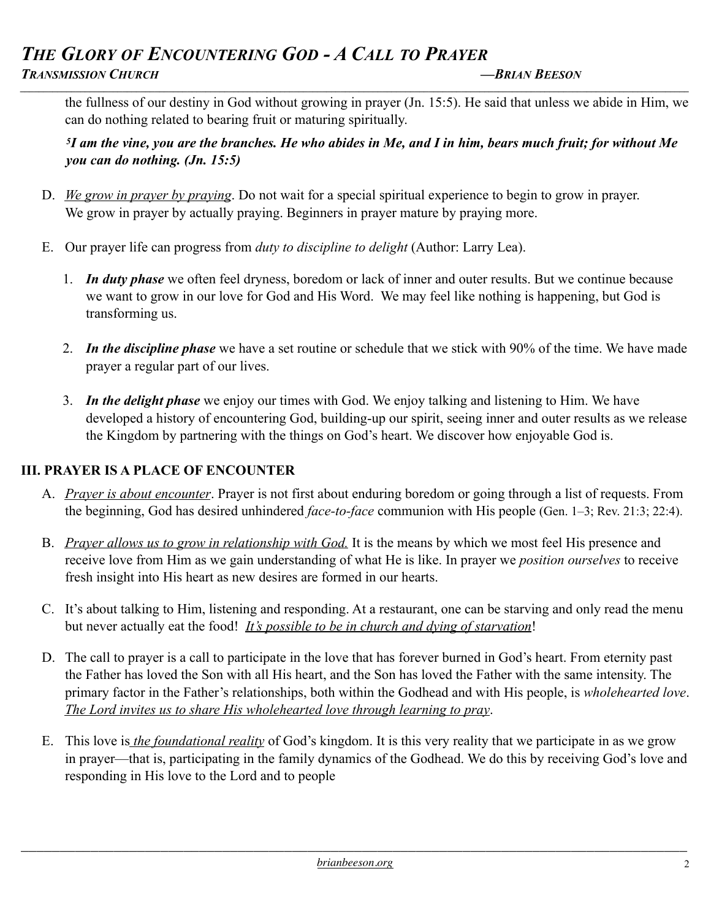the fullness of our destiny in God without growing in prayer (Jn. 15:5). He said that unless we abide in Him, we can do nothing related to bearing fruit or maturing spiritually.

***[5]I am the vine, you are the branches. He who abides in Me, and I in him, bears much fruit; for without Me you can do nothing. (Jn. 15:5)***

D. <u>*We grow in prayer by praying*</u>. Do not wait for a special spiritual experience to begin to grow in prayer. We grow in prayer by actually praying. Beginners in prayer mature by praying more.

E. Our prayer life can progress from *duty to discipline to delight* (Author: Larry Lea).

1. ***In duty phase*** we often feel dryness, boredom or lack of inner and outer results. But we continue because we want to grow in our love for God and His Word. We may feel like nothing is happening, but God is transforming us.

2. ***In the discipline phase*** we have a set routine or schedule that we stick with 90% of the time. We have made prayer a regular part of our lives.

3. ***In the delight phase*** we enjoy our times with God. We enjoy talking and listening to Him. We have developed a history of encountering God, building-up our spirit, seeing inner and outer results as we release the Kingdom by partnering with the things on God's heart. We discover how enjoyable God is.

## III. PRAYER IS A PLACE OF ENCOUNTER

A. <u>*Prayer is about encounter*</u>. Prayer is not first about enduring boredom or going through a list of requests. From the beginning, God has desired unhindered *face-to-face* communion with His people (Gen. 1–3; Rev. 21:3; 22:4).

B. <u>*Prayer allows us to grow in relationship with God.*</u> It is the means by which we most feel His presence and receive love from Him as we gain understanding of what He is like. In prayer we *position ourselves* to receive fresh insight into His heart as new desires are formed in our hearts.

C. It's about talking to Him, listening and responding. At a restaurant, one can be starving and only read the menu but never actually eat the food! <u>*It's possible to be in church and dying of starvation*</u>!

D. The call to prayer is a call to participate in the love that has forever burned in God's heart. From eternity past the Father has loved the Son with all His heart, and the Son has loved the Father with the same intensity. The primary factor in the Father's relationships, both within the Godhead and with His people, is *wholehearted love*. <u>*The Lord invites us to share His wholehearted love through learning to pray*</u>.

E. This love is <u>*the foundational reality*</u> of God's kingdom. It is this very reality that we participate in as we grow in prayer—that is, participating in the family dynamics of the Godhead. We do this by receiving God's love and responding in His love to the Lord and to people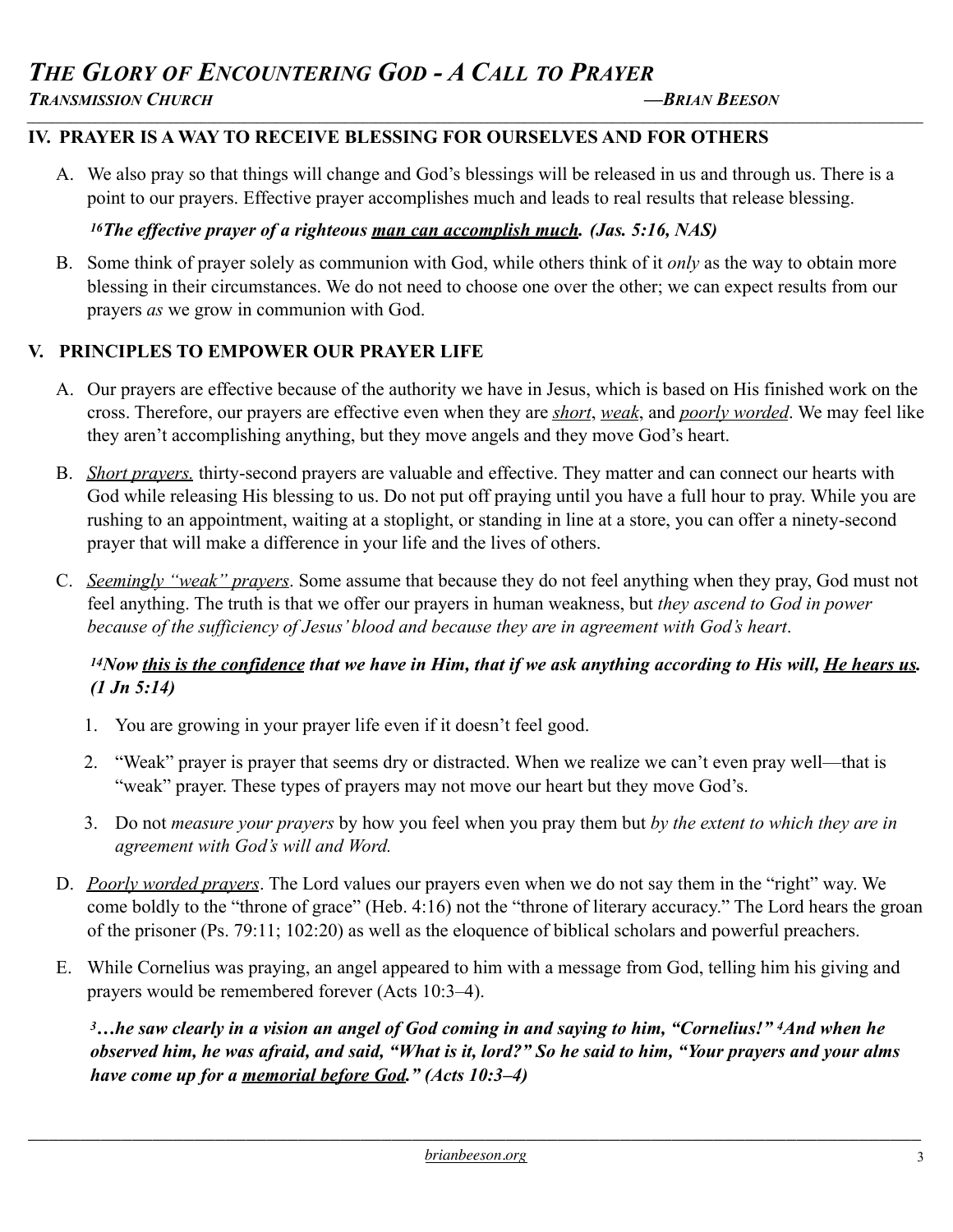## IV. PRAYER IS A WAY TO RECEIVE BLESSING FOR OURSELVES AND FOR OTHERS

A. We also pray so that things will change and God's blessings will be released in us and through us. There is a point to our prayers. Effective prayer accomplishes much and leads to real results that release blessing.

> ***[16]The effective prayer of a righteous <u>man can accomplish much</u>. (Jas. 5:16, NAS)***

B. Some think of prayer solely as communion with God, while others think of it *only* as the way to obtain more blessing in their circumstances. We do not need to choose one over the other; we can expect results from our prayers *as* we grow in communion with God.

## V. PRINCIPLES TO EMPOWER OUR PRAYER LIFE

A. Our prayers are effective because of the authority we have in Jesus, which is based on His finished work on the cross. Therefore, our prayers are effective even when they are ***<u>short</u>***, ***<u>weak</u>***, and ***<u>poorly worded</u>***. We may feel like they aren't accomplishing anything, but they move angels and they move God's heart.

B. *<u>Short prayers.</u>* thirty-second prayers are valuable and effective. They matter and can connect our hearts with God while releasing His blessing to us. Do not put off praying until you have a full hour to pray. While you are rushing to an appointment, waiting at a stoplight, or standing in line at a store, you can offer a ninety-second prayer that will make a difference in your life and the lives of others.

C. *<u>Seemingly "weak" prayers</u>*. Some assume that because they do not feel anything when they pray, God must not feel anything. The truth is that we offer our prayers in human weakness, but *they ascend to God in power because of the sufficiency of Jesus' blood and because they are in agreement with God's heart*.

> ***[14]Now <u>this is the confidence</u> that we have in Him, that if we ask anything according to His will, <u>He hears us</u>. (1 Jn 5:14)***

1. You are growing in your prayer life even if it doesn't feel good.
2. "Weak" prayer is prayer that seems dry or distracted. When we realize we can't even pray well—that is "weak" prayer. These types of prayers may not move our heart but they move God's.
3. Do not *measure your prayers* by how you feel when you pray them but *by the extent to which they are in agreement with God's will and Word.*

D. *<u>Poorly worded prayers</u>*. The Lord values our prayers even when we do not say them in the "right" way. We come boldly to the "throne of grace" (Heb. 4:16) not the "throne of literary accuracy." The Lord hears the groan of the prisoner (Ps. 79:11; 102:20) as well as the eloquence of biblical scholars and powerful preachers.

E. While Cornelius was praying, an angel appeared to him with a message from God, telling him his giving and prayers would be remembered forever (Acts 10:3–4).

> ***[3]…he saw clearly in a vision an angel of God coming in and saying to him, "Cornelius!" [4]And when he observed him, he was afraid, and said, "What is it, lord?" So he said to him, "Your prayers and your alms have come up for a <u>memorial before God</u>." (Acts 10:3–4)***